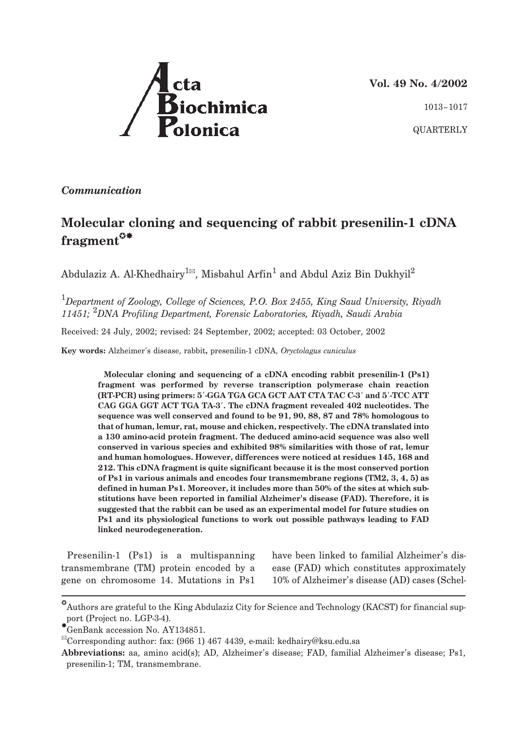*Communication*

# Molecular cloning and sequencing of rabbit presenilin-1 cDNA fragment✪✱

Abdulaziz A. Al-Khedhairy[1✉], Misbahul Arfin[1] and Abdul Aziz Bin Dukhyil[2]

[1]*Department of Zoology, College of Sciences, P.O. Box 2455, King Saud University, Riyadh 11451;* [2]*DNA Profiling Department, Forensic Laboratories, Riyadh, Saudi Arabia*

Received: 24 July, 2002; revised: 24 September, 2002; accepted: 03 October, 2002

**Key words:** Alzheimer's disease, rabbit, presenilin-1 cDNA, *Oryctolagus cuniculus*

**Molecular cloning and sequencing of a cDNA encoding rabbit presenilin-1 (Ps1) fragment was performed by reverse transcription polymerase chain reaction (RT-PCR) using primers: 5′-GGA TGA GCA GCT AAT CTA TAC C-3′ and 5′-TCC ATT CAG GGA GGT ACT TGA TA-3′. The cDNA fragment revealed 402 nucleotides. The sequence was well conserved and found to be 91, 90, 88, 87 and 78% homologous to that of human, lemur, rat, mouse and chicken, respectively. The cDNA translated into a 130 amino-acid protein fragment. The deduced amino-acid sequence was also well conserved in various species and exhibited 98% similarities with those of rat, lemur and human homologues. However, differences were noticed at residues 145, 168 and 212. This cDNA fragment is quite significant because it is the most conserved portion of Ps1 in various animals and encodes four transmembrane regions (TM2, 3, 4, 5) as defined in human Ps1. Moreover, it includes more than 50% of the sites at which substitutions have been reported in familial Alzheimer's disease (FAD). Therefore, it is suggested that the rabbit can be used as an experimental model for future studies on Ps1 and its physiological functions to work out possible pathways leading to FAD linked neurodegeneration.**

Presenilin-1 (Ps1) is a multispanning transmembrane (TM) protein encoded by a gene on chromosome 14. Mutations in Ps1 have been linked to familial Alzheimer's disease (FAD) which constitutes approximately 10% of Alzheimer's disease (AD) cases (Schel-

---

✪Authors are grateful to the King Abdulaziz City for Science and Technology (KACST) for financial support (Project no. LGP-3-4).

✱GenBank accession No. AY134851.

✉Corresponding author: fax: (966 1) 467 4439, e-mail: kedhairy@ksu.edu.sa

**Abbreviations:** aa, amino acid(s); AD, Alzheimer's disease; FAD, familial Alzheimer's disease; Ps1, presenilin-1; TM, transmembrane.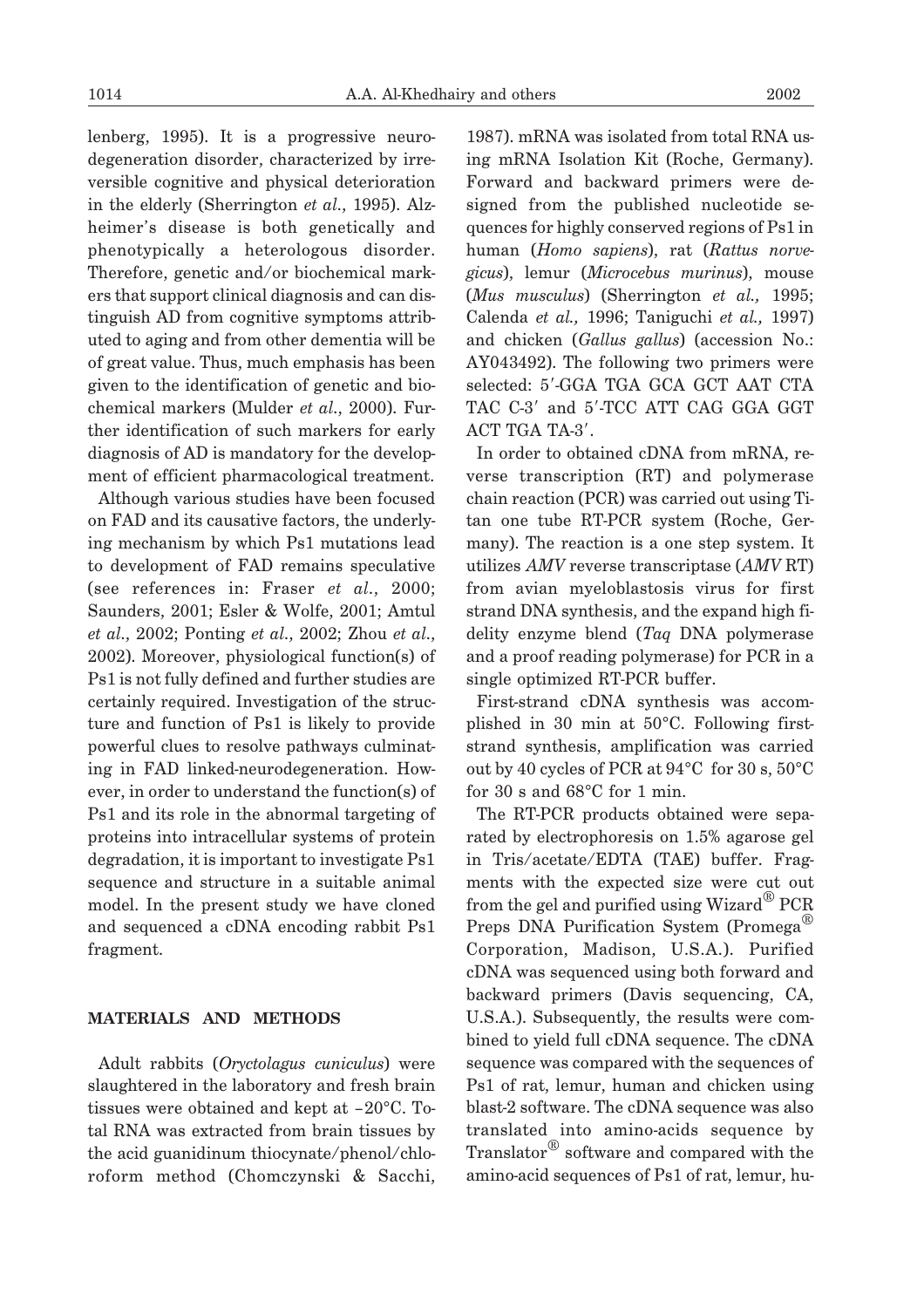lenberg, 1995). It is a progressive neurodegeneration disorder, characterized by irreversible cognitive and physical deterioration in the elderly (Sherrington *et al.,* 1995). Alzheimer's disease is both genetically and phenotypically a heterologous disorder. Therefore, genetic and/or biochemical markers that support clinical diagnosis and can distinguish AD from cognitive symptoms attributed to aging and from other dementia will be of great value. Thus, much emphasis has been given to the identification of genetic and biochemical markers (Mulder *et al.*, 2000). Further identification of such markers for early diagnosis of AD is mandatory for the development of efficient pharmacological treatment.

Although various studies have been focused on FAD and its causative factors, the underlying mechanism by which Ps1 mutations lead to development of FAD remains speculative (see references in: Fraser *et al.*, 2000; Saunders, 2001; Esler & Wolfe, 2001; Amtul *et al.*, 2002; Ponting *et al.*, 2002; Zhou *et al.*, 2002). Moreover, physiological function(s) of Ps1 is not fully defined and further studies are certainly required. Investigation of the structure and function of Ps1 is likely to provide powerful clues to resolve pathways culminating in FAD linked-neurodegeneration. However, in order to understand the function(s) of Ps1 and its role in the abnormal targeting of proteins into intracellular systems of protein degradation, it is important to investigate Ps1 sequence and structure in a suitable animal model. In the present study we have cloned and sequenced a cDNA encoding rabbit Ps1 fragment.

## MATERIALS AND METHODS

Adult rabbits (*Oryctolagus cuniculus*) were slaughtered in the laboratory and fresh brain tissues were obtained and kept at −20°C. Total RNA was extracted from brain tissues by the acid guanidinum thiocynate/phenol/chloroform method (Chomczynski & Sacchi, 1987). mRNA was isolated from total RNA using mRNA Isolation Kit (Roche, Germany). Forward and backward primers were designed from the published nucleotide sequences for highly conserved regions of Ps1 in human (*Homo sapiens*), rat (*Rattus norvegicus*), lemur (*Microcebus murinus*), mouse (*Mus musculus*) (Sherrington *et al.,* 1995; Calenda *et al.,* 1996; Taniguchi *et al.,* 1997) and chicken (*Gallus gallus*) (accession No.: AY043492). The following two primers were selected: 5′-GGA TGA GCA GCT AAT CTA TAC C-3′ and 5′-TCC ATT CAG GGA GGT ACT TGA TA-3′.

In order to obtained cDNA from mRNA, reverse transcription (RT) and polymerase chain reaction (PCR) was carried out using Titan one tube RT-PCR system (Roche, Germany). The reaction is a one step system. It utilizes *AMV* reverse transcriptase (*AMV* RT) from avian myeloblastosis virus for first strand DNA synthesis, and the expand high fidelity enzyme blend (*Taq* DNA polymerase and a proof reading polymerase) for PCR in a single optimized RT-PCR buffer.

First-strand cDNA synthesis was accomplished in 30 min at 50°C. Following first-strand synthesis, amplification was carried out by 40 cycles of PCR at 94°C for 30 s, 50°C for 30 s and 68°C for 1 min.

The RT-PCR products obtained were separated by electrophoresis on 1.5% agarose gel in Tris/acetate/EDTA (TAE) buffer. Fragments with the expected size were cut out from the gel and purified using Wizard® PCR Preps DNA Purification System (Promega® Corporation, Madison, U.S.A.). Purified cDNA was sequenced using both forward and backward primers (Davis sequencing, CA, U.S.A.). Subsequently, the results were combined to yield full cDNA sequence. The cDNA sequence was compared with the sequences of Ps1 of rat, lemur, human and chicken using blast-2 software. The cDNA sequence was also translated into amino-acids sequence by Translator® software and compared with the amino-acid sequences of Ps1 of rat, lemur, hu-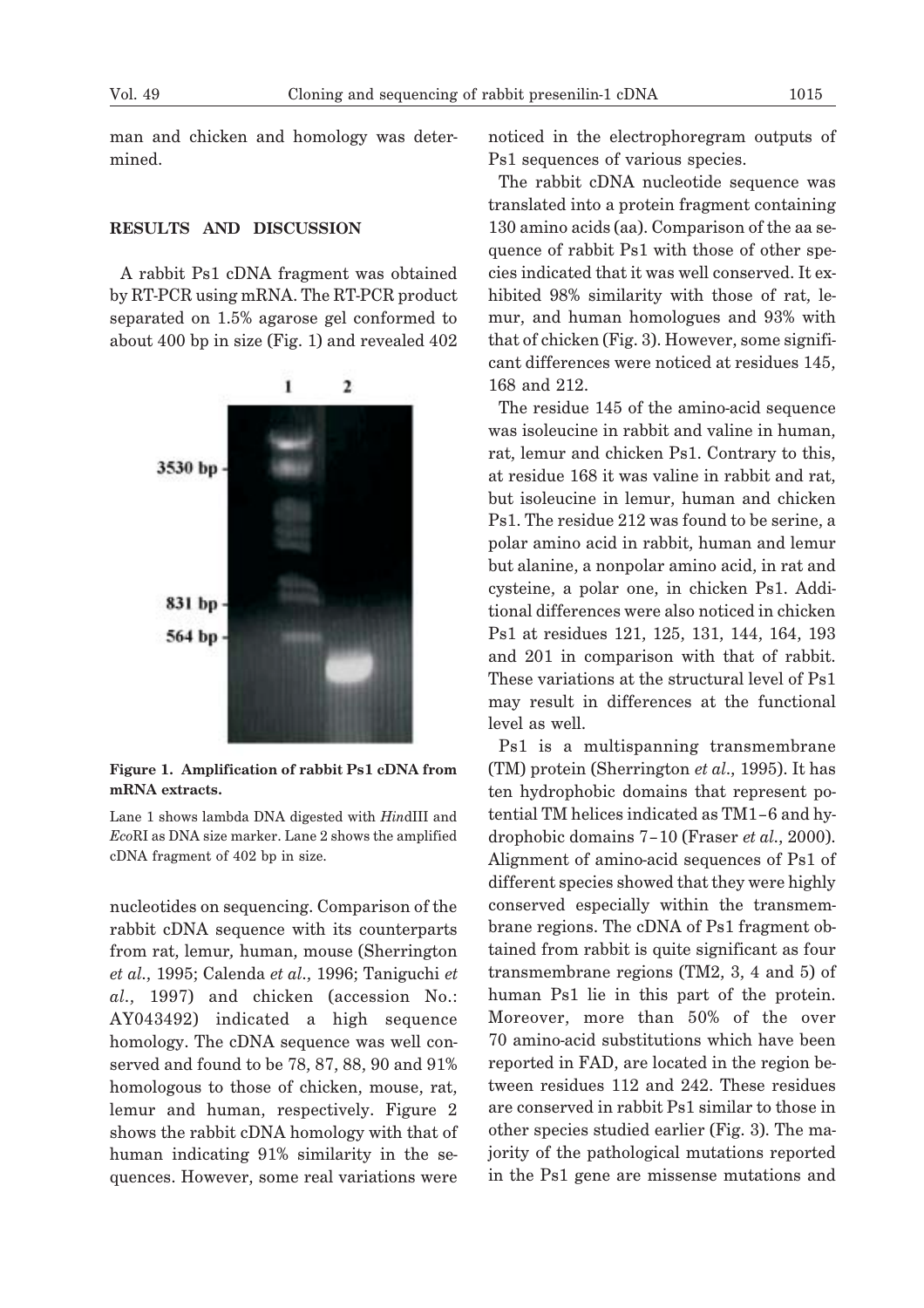man and chicken and homology was determined.

## RESULTS AND DISCUSSION

A rabbit Ps1 cDNA fragment was obtained by RT-PCR using mRNA. The RT-PCR product separated on 1.5% agarose gel conformed to about 400 bp in size (Fig. 1) and revealed 402 nucleotides on sequencing. Comparison of the rabbit cDNA sequence with its counterparts from rat, lemur, human, mouse (Sherrington *et al.*, 1995; Calenda *et al.*, 1996; Taniguchi *et al.*, 1997) and chicken (accession No.: AY043492) indicated a high sequence homology. The cDNA sequence was well conserved and found to be 78, 87, 88, 90 and 91% homologous to those of chicken, mouse, rat, lemur and human, respectively. Figure 2 shows the rabbit cDNA homology with that of human indicating 91% similarity in the sequences. However, some real variations were noticed in the electrophoregram outputs of Ps1 sequences of various species.

1

2

3530 bp

831 bp

564 bp

**Figure 1. Amplification of rabbit Ps1 cDNA from mRNA extracts.**

Lane 1 shows lambda DNA digested with *Hin*dIII and *Eco*RI as DNA size marker. Lane 2 shows the amplified cDNA fragment of 402 bp in size.

The rabbit cDNA nucleotide sequence was translated into a protein fragment containing 130 amino acids (aa). Comparison of the aa sequence of rabbit Ps1 with those of other species indicated that it was well conserved. It exhibited 98% similarity with those of rat, lemur, and human homologues and 93% with that of chicken (Fig. 3). However, some significant differences were noticed at residues 145, 168 and 212.

The residue 145 of the amino-acid sequence was isoleucine in rabbit and valine in human, rat, lemur and chicken Ps1. Contrary to this, at residue 168 it was valine in rabbit and rat, but isoleucine in lemur, human and chicken Ps1. The residue 212 was found to be serine, a polar amino acid in rabbit, human and lemur but alanine, a nonpolar amino acid, in rat and cysteine, a polar one, in chicken Ps1. Additional differences were also noticed in chicken Ps1 at residues 121, 125, 131, 144, 164, 193 and 201 in comparison with that of rabbit. These variations at the structural level of Ps1 may result in differences at the functional level as well.

Ps1 is a multispanning transmembrane (TM) protein (Sherrington *et al.*, 1995). It has ten hydrophobic domains that represent potential TM helices indicated as TM1–6 and hydrophobic domains 7–10 (Fraser *et al.*, 2000). Alignment of amino-acid sequences of Ps1 of different species showed that they were highly conserved especially within the transmembrane regions. The cDNA of Ps1 fragment obtained from rabbit is quite significant as four transmembrane regions (TM2, 3, 4 and 5) of human Ps1 lie in this part of the protein. Moreover, more than 50% of the over 70 amino-acid substitutions which have been reported in FAD, are located in the region between residues 112 and 242. These residues are conserved in rabbit Ps1 similar to those in other species studied earlier (Fig. 3). The majority of the pathological mutations reported in the Ps1 gene are missense mutations and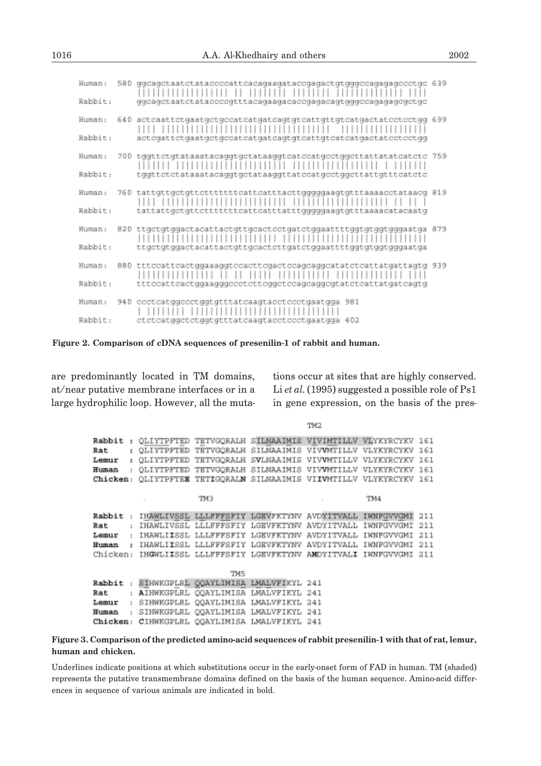```
Human:  580 ggcagctaatctataccccattcacagaagataccgagactgtggccagagagccctgc 639
            |||||||||||||||||| || ||||||| ||||||| ||||||||||||| ||||
Rabbit:     ggcagctaatctataccccgtttacagaagacaccgagacagtggccagagagcgctgc

Human:  640 actcaattctgaatgctgccatcatgatcagtgtcattgttgtcatgactatcctcctgg 699
            |||| ||||||||||||||||||||||||||||||||||||  ||||||||||||||||
Rabbit:     actcgattctgaatgctgccatcatgatcagtgtcattgtcatcatgactatcctcctgg

Human:  700 tggttctgtataaatacaggtgctataaggtcatccatgcctggcttattatatcatctc 759
            |||||| ||||||||||||||||||||||| |||||||||||||||| | |||||||
Rabbit:     tggttctctataaatacaggtgctataaggttatccatgcctggcttattgtttcatctc

Human:  760 tattgttgctgttcttttttcattcatttacttggggaagtgtttaaaacctataacg 819
            |||| |||||||||||||||||||||||||| |||||||||||||||||| || | |
Rabbit:     tattattgctgttcttttttcattcatttatttggggaagtgtttaaaacatacaatg

Human:  820 ttgctgtggactacattactgttgcactcctgatctggaattttggtgtggtgggaatga 879
            |||||||||||||||||||||||||||| ||||||||||||||||||||||||||||||
Rabbit:     ttgctgtggactacattactgttgcactcttgatctggaattttggtgtggtgggaatga

Human:  880 tttccattcactggaaaggtccacttcgactccagcaggcatatctcattatgattagtg 939
            ||||||||||||||| || ||||| |||||||||| ||||||||||||| ||||
Rabbit:     tttccattcactggaagggccctcttcggctccagcaggcgtatctcattatgatcagtg

Human:  940 ccctcatggccctggtgtttatcaagtacctccctgaatgga 981
            | |||||||| ||||||||||||||||||||||||||||||
Rabbit:     ctctcatggctctggtgtttatcaagtacctccctgaatgga 402
```

**Figure 2. Comparison of cDNA sequences of presenilin-1 of rabbit and human.**

are predominantly located in TM domains, at/near putative membrane interfaces or in a large hydrophilic loop. However, all the mutations occur at sites that are highly conserved. Li *et al.* (1995) suggested a possible role of Ps1 in gene expression, on the basis of the pres-

```
                                              TM2
Rabbit : QLIYTPFTED TETVGQRALH SILNAAIMIS VIVIMTILLV VLYKYRCYKV 161
Rat    : QLIYTPFTED TETVGQRALH SILNAAIMIS VIVVMTILLV VLYKYRCYKV 161
Lemur  : QLIYTPFTED TETVGQRALH SVLNAAIMIS VIVVMTILLV VLYKYRCYKV 161
Human  : QLIYTPFTED TETVGQRALH SILNAAIMIS VIVVMTILLV VLYKYRCYKV 161
Chicken: QLIYTPFTEE TETIGQRALN SILNAAIMIS VIIVMTILLV VLYKYRCYKV 161

                 TM3                              TM4
Rabbit : IHAWLIVSSL LLFFFSFIY LGEVFKTYNV AVDYITVALL IWNFGVVGMI 211
Rat    : IHAWLIVSSL LLFFFSFIY LGEVFKTYNV AVDYITVALL IWNFGVVGMI 211
Lemur  : IHAWLIISSL LLFFFSFIY LGEVFKTYNV AVDYITVALL IWNFGVVGMI 211
Human  : IHAWLIISSL LLFFFSFIY LGEVFKTYNV AVDYITVALL IWNFGVVGMI 211
Chicken: IHGWLIISSL LLFFFSFIY LGEVFKTYNV AMDYITVALI IWNFGVVGMI 211

                    TM5
Rabbit : SIHWKGPLRL QQAYLIMISA LMALVFIKYL 241
Rat    : AIHWKGPLRL QQAYLIMISA LMALVFIKYL 241
Lemur  : SIHWKGPLRL QQAYLIMISA LMALVFIKYL 241
Human  : SIHWKGPLRL QQAYLIMISA LMALVFIKYL 241
Chicken: CIHWKGPLRL QQAYLIMISA LMALVFIKYL 241
```

**Figure 3. Comparison of the predicted amino-acid sequences of rabbit presenilin-1 with that of rat, lemur, human and chicken.**

Underlines indicate positions at which substitutions occur in the early-onset form of FAD in human. TM (shaded) represents the putative transmembrane domains defined on the basis of the human sequence. Amino-acid differences in sequence of various animals are indicated in bold.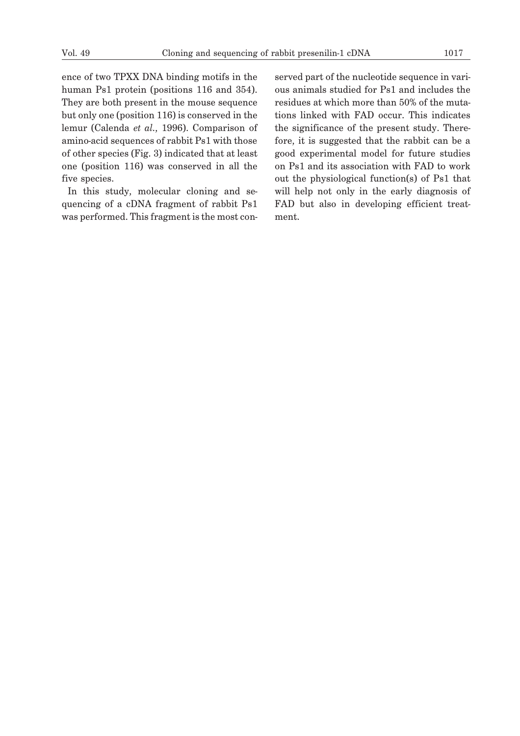ence of two TPXX DNA binding motifs in the human Ps1 protein (positions 116 and 354). They are both present in the mouse sequence but only one (position 116) is conserved in the lemur (Calenda *et al.*, 1996). Comparison of amino-acid sequences of rabbit Ps1 with those of other species (Fig. 3) indicated that at least one (position 116) was conserved in all the five species.

In this study, molecular cloning and sequencing of a cDNA fragment of rabbit Ps1 was performed. This fragment is the most conserved part of the nucleotide sequence in various animals studied for Ps1 and includes the residues at which more than 50% of the mutations linked with FAD occur. This indicates the significance of the present study. Therefore, it is suggested that the rabbit can be a good experimental model for future studies on Ps1 and its association with FAD to work out the physiological function(s) of Ps1 that will help not only in the early diagnosis of FAD but also in developing efficient treatment.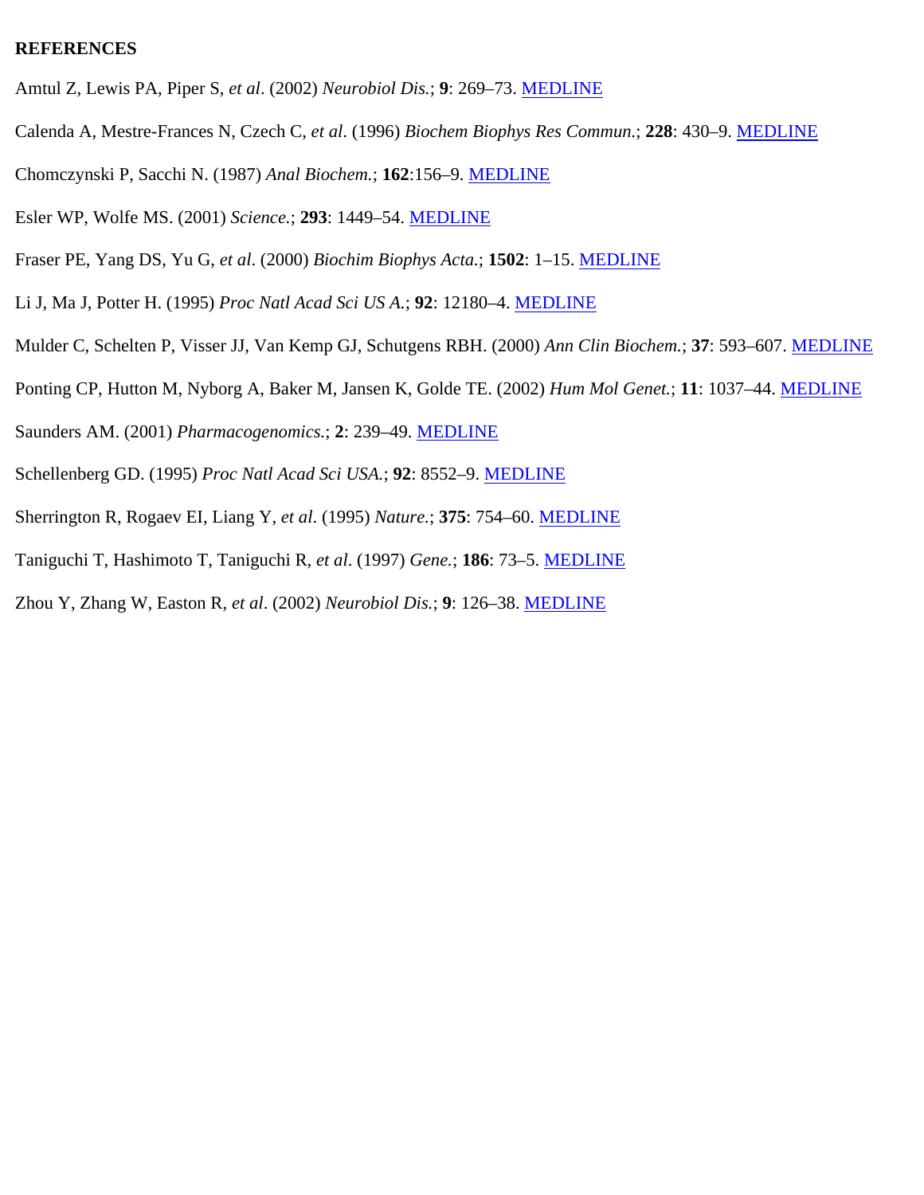**REFERENCES**

Amtul Z, Lewis PA, Piper S, *et al*. (2002) *Neurobiol Dis.*; **9**: 269–73. MEDLINE

Calenda A, Mestre-Frances N, Czech C, *et al*. (1996) *Biochem Biophys Res Commun.*; **228**: 430–9. MEDLINE

Chomczynski P, Sacchi N. (1987) *Anal Biochem.*; **162**:156–9. MEDLINE

Esler WP, Wolfe MS. (2001) *Science.*; **293**: 1449–54. MEDLINE

Fraser PE, Yang DS, Yu G, *et al*. (2000) *Biochim Biophys Acta.*; **1502**: 1–15. MEDLINE

Li J, Ma J, Potter H. (1995) *Proc Natl Acad Sci US A.*; **92**: 12180–4. MEDLINE

Mulder C, Schelten P, Visser JJ, Van Kemp GJ, Schutgens RBH. (2000) *Ann Clin Biochem.*; **37**: 593–607. MEDLINE

Ponting CP, Hutton M, Nyborg A, Baker M, Jansen K, Golde TE. (2002) *Hum Mol Genet.*; **11**: 1037–44. MEDLINE

Saunders AM. (2001) *Pharmacogenomics.*; **2**: 239–49. MEDLINE

Schellenberg GD. (1995) *Proc Natl Acad Sci USA.*; **92**: 8552–9. MEDLINE

Sherrington R, Rogaev EI, Liang Y, *et al*. (1995) *Nature.*; **375**: 754–60. MEDLINE

Taniguchi T, Hashimoto T, Taniguchi R, *et al*. (1997) *Gene.*; **186**: 73–5. MEDLINE

Zhou Y, Zhang W, Easton R, *et al*. (2002) *Neurobiol Dis.*; **9**: 126–38. MEDLINE